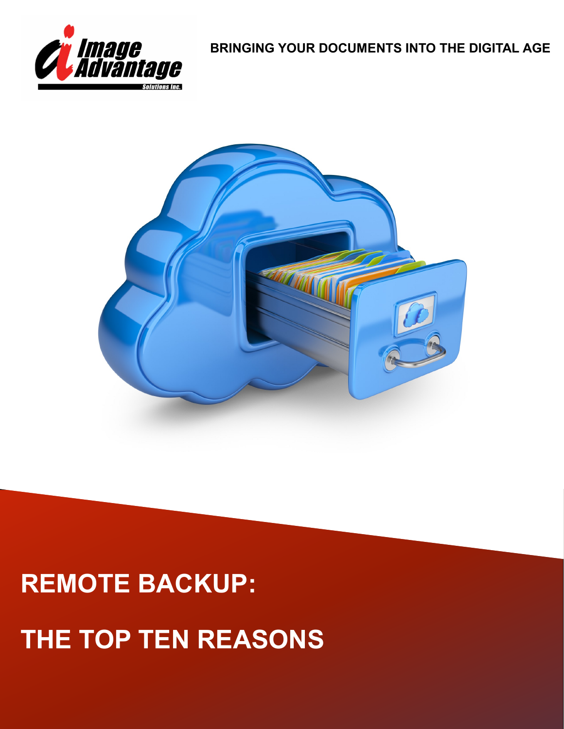Image Advantage Solutions Inc.

**BRINGING YOUR DOCUMENTS INTO THE DIGITAL AGE**

# REMOTE BACKUP:

# THE TOP TEN REASONS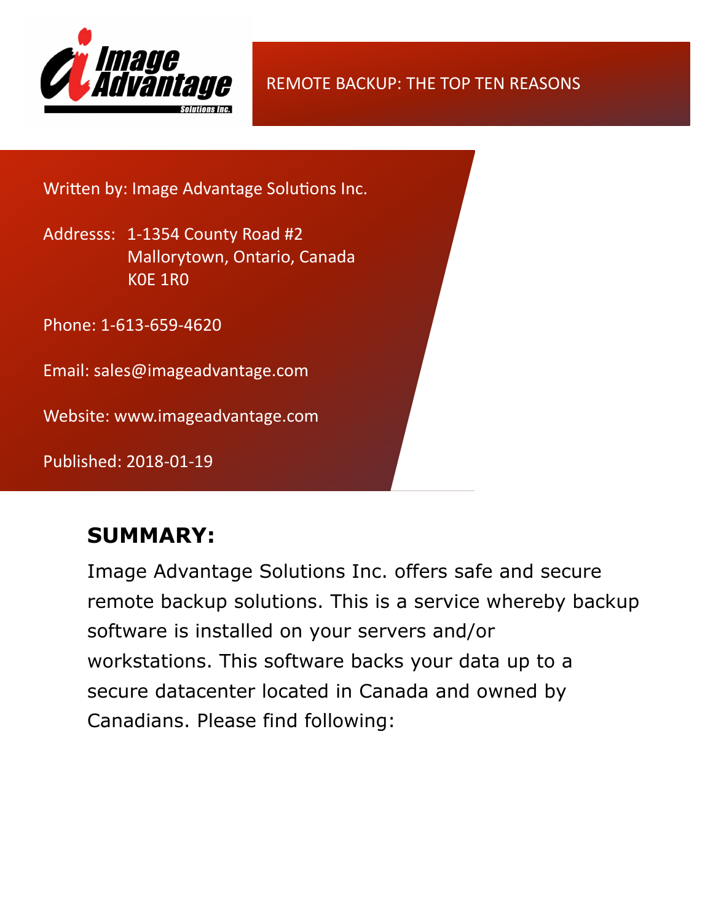# REMOTE BACKUP: THE TOP TEN REASONS

Written by: Image Advantage Solutions Inc.

Addresss: 1-1354 County Road #2
Mallorytown, Ontario, Canada
K0E 1R0

Phone: 1-613-659-4620

Email: sales@imageadvantage.com

Website: www.imageadvantage.com

Published: 2018-01-19

## SUMMARY:

Image Advantage Solutions Inc. offers safe and secure remote backup solutions. This is a service whereby backup software is installed on your servers and/or workstations. This software backs your data up to a secure datacenter located in Canada and owned by Canadians. Please find following: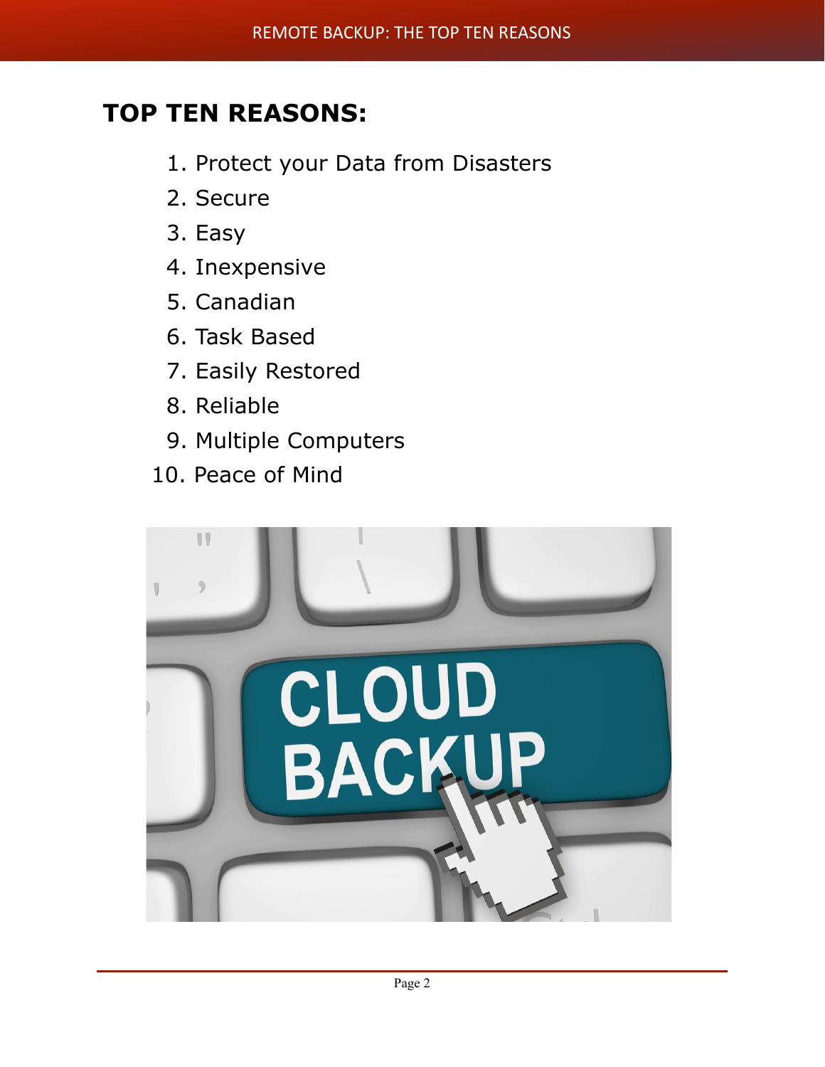## TOP TEN REASONS:

1. Protect your Data from Disasters
2. Secure
3. Easy
4. Inexpensive
5. Canadian
6. Task Based
7. Easily Restored
8. Reliable
9. Multiple Computers
10. Peace of Mind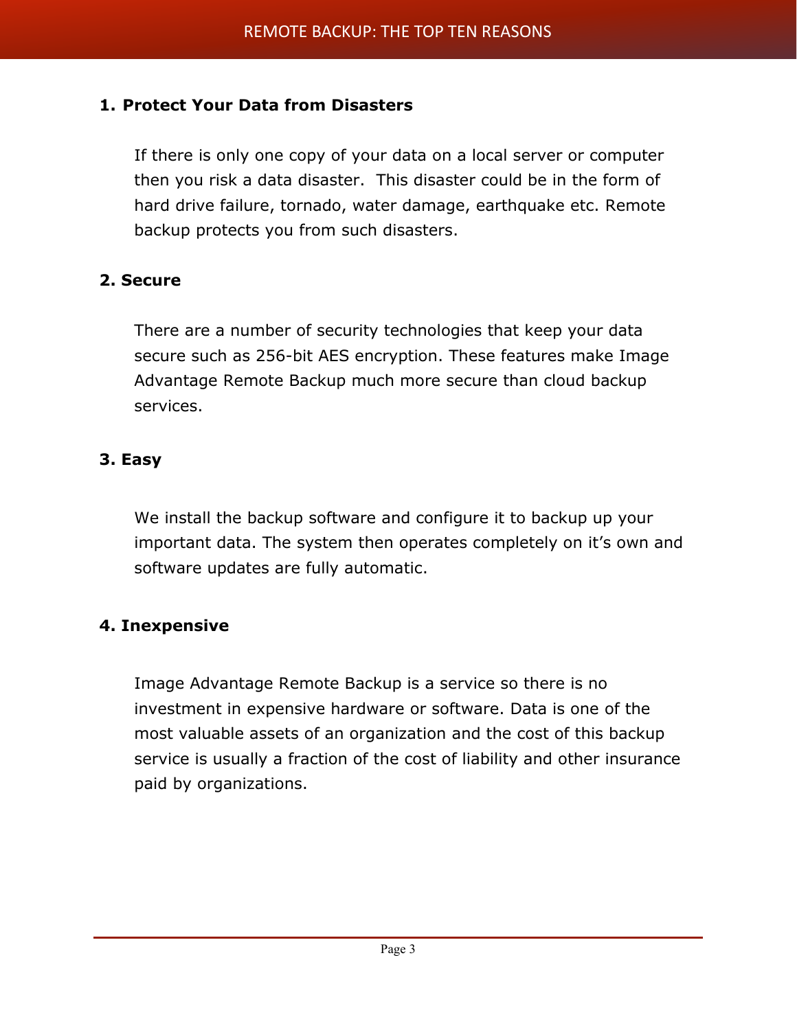## 1. Protect Your Data from Disasters

If there is only one copy of your data on a local server or computer then you risk a data disaster.  This disaster could be in the form of hard drive failure, tornado, water damage, earthquake etc. Remote backup protects you from such disasters.

## 2. Secure

There are a number of security technologies that keep your data secure such as 256-bit AES encryption. These features make Image Advantage Remote Backup much more secure than cloud backup services.

## 3. Easy

We install the backup software and configure it to backup up your important data. The system then operates completely on it's own and software updates are fully automatic.

## 4. Inexpensive

Image Advantage Remote Backup is a service so there is no investment in expensive hardware or software. Data is one of the most valuable assets of an organization and the cost of this backup service is usually a fraction of the cost of liability and other insurance paid by organizations.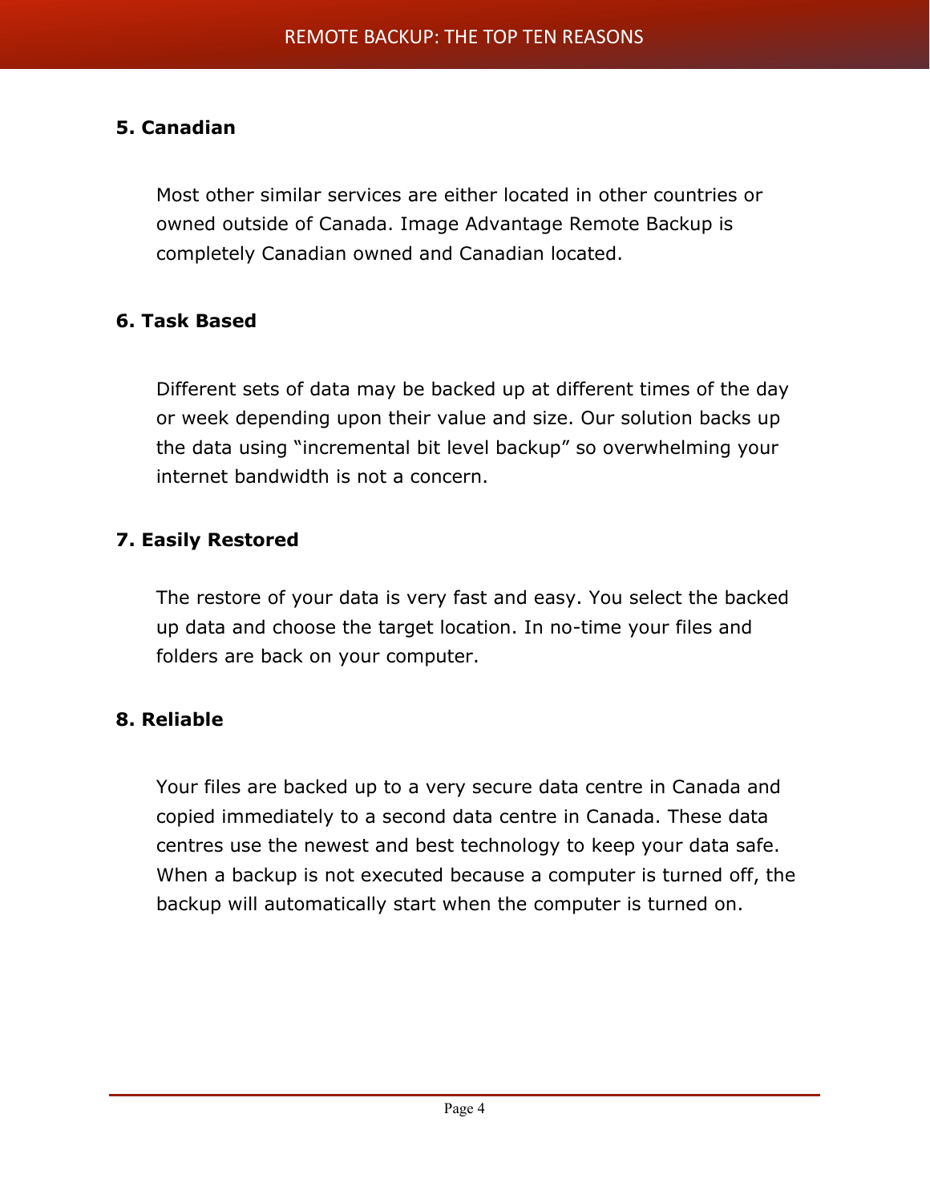**5. Canadian**

Most other similar services are either located in other countries or owned outside of Canada. Image Advantage Remote Backup is completely Canadian owned and Canadian located.

**6. Task Based**

Different sets of data may be backed up at different times of the day or week depending upon their value and size. Our solution backs up the data using "incremental bit level backup" so overwhelming your internet bandwidth is not a concern.

**7. Easily Restored**

The restore of your data is very fast and easy. You select the backed up data and choose the target location. In no-time your files and folders are back on your computer.

**8. Reliable**

Your files are backed up to a very secure data centre in Canada and copied immediately to a second data centre in Canada. These data centres use the newest and best technology to keep your data safe. When a backup is not executed because a computer is turned off, the backup will automatically start when the computer is turned on.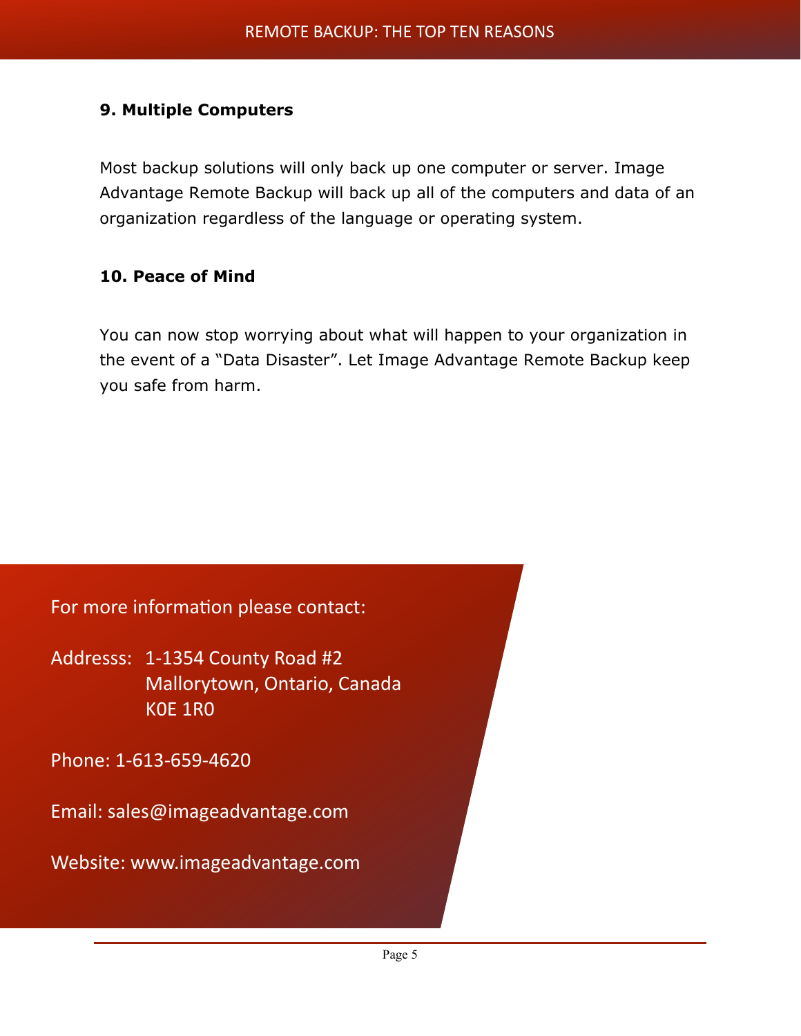### 9. Multiple Computers

Most backup solutions will only back up one computer or server. Image Advantage Remote Backup will back up all of the computers and data of an organization regardless of the language or operating system.

### 10. Peace of Mind

You can now stop worrying about what will happen to your organization in the event of a “Data Disaster”. Let Image Advantage Remote Backup keep you safe from harm.

For more information please contact:

Addresss: 1-1354 County Road #2
Mallorytown, Ontario, Canada
K0E 1R0

Phone: 1-613-659-4620

Email: sales@imageadvantage.com

Website: www.imageadvantage.com